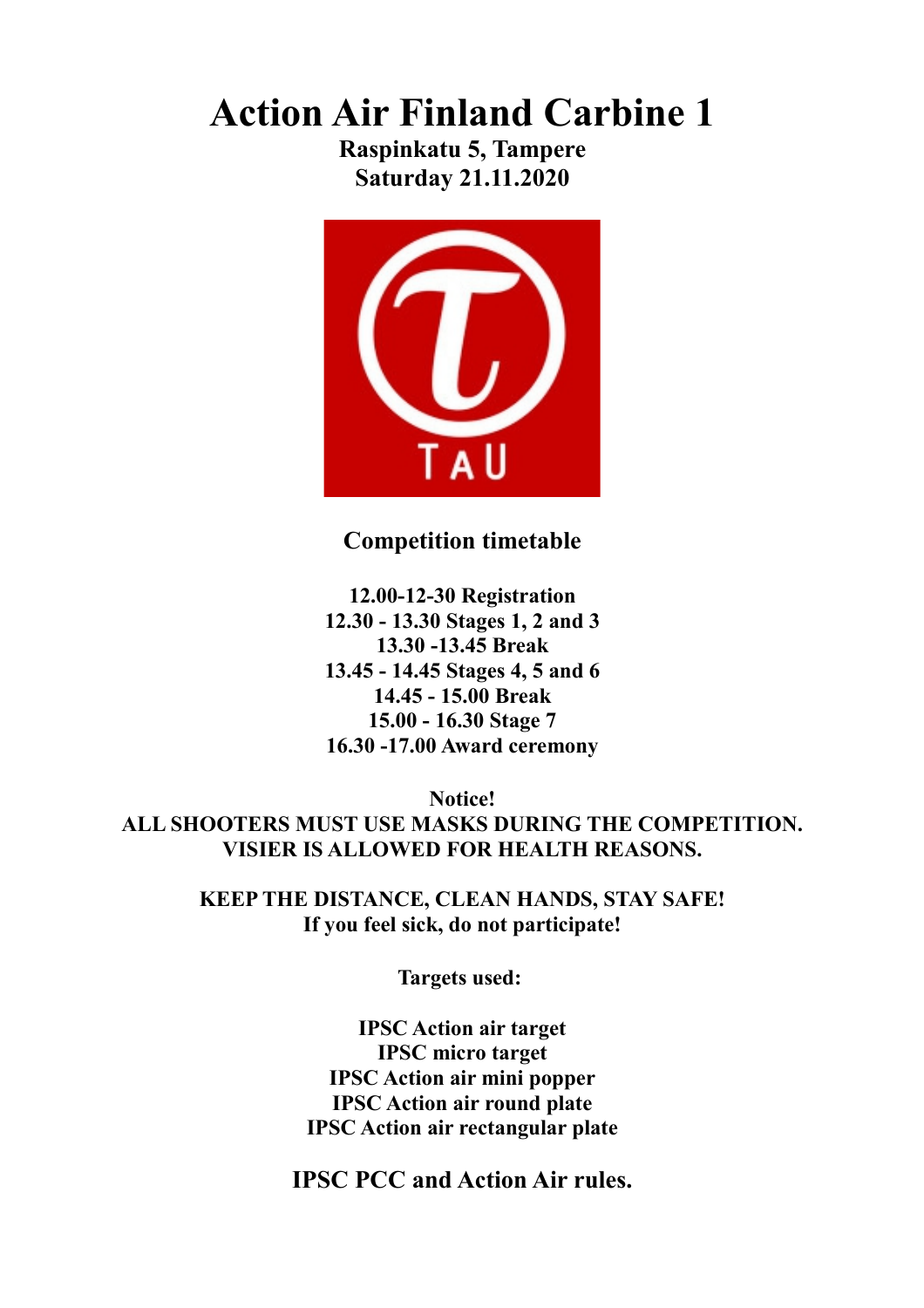# Action Air Finland Carbine 1

**Raspinkatu 5, Tampere**
**Saturday 21.11.2020**

TAU

## Competition timetable

**12.00-12-30 Registration**
**12.30 - 13.30 Stages 1, 2 and 3**
**13.30 -13.45 Break**
**13.45 - 14.45 Stages 4, 5 and 6**
**14.45 - 15.00 Break**
**15.00 - 16.30 Stage 7**
**16.30 -17.00 Award ceremony**

**Notice!**
**ALL SHOOTERS MUST USE MASKS DURING THE COMPETITION.**
**VISIER IS ALLOWED FOR HEALTH REASONS.**

**KEEP THE DISTANCE, CLEAN HANDS, STAY SAFE!**
**If you feel sick, do not participate!**

**Targets used:**

**IPSC Action air target**
**IPSC micro target**
**IPSC Action air mini popper**
**IPSC Action air round plate**
**IPSC Action air rectangular plate**

**IPSC PCC and Action Air rules.**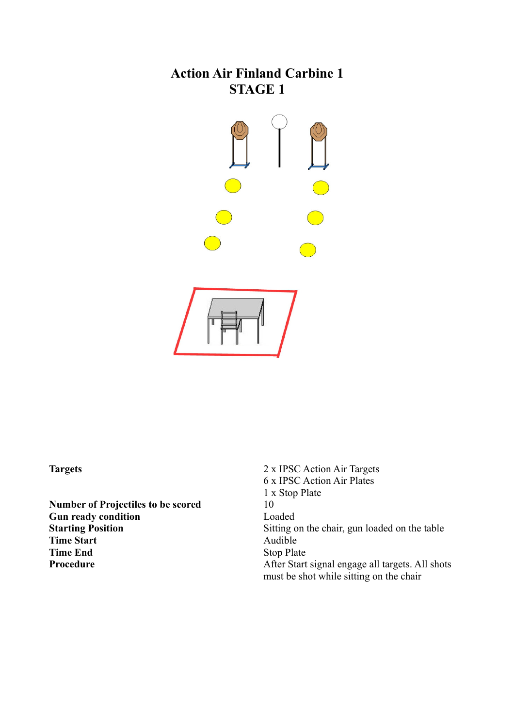# Action Air Finland Carbine 1
## STAGE 1

| | |
|---|---|
| **Targets** | 2 x IPSC Action Air Targets<br>6 x IPSC Action Air Plates<br>1 x Stop Plate |
| **Number of Projectiles to be scored** | 10 |
| **Gun ready condition** | Loaded |
| **Starting Position** | Sitting on the chair, gun loaded on the table |
| **Time Start** | Audible |
| **Time End** | Stop Plate |
| **Procedure** | After Start signal engage all targets. All shots must be shot while sitting on the chair |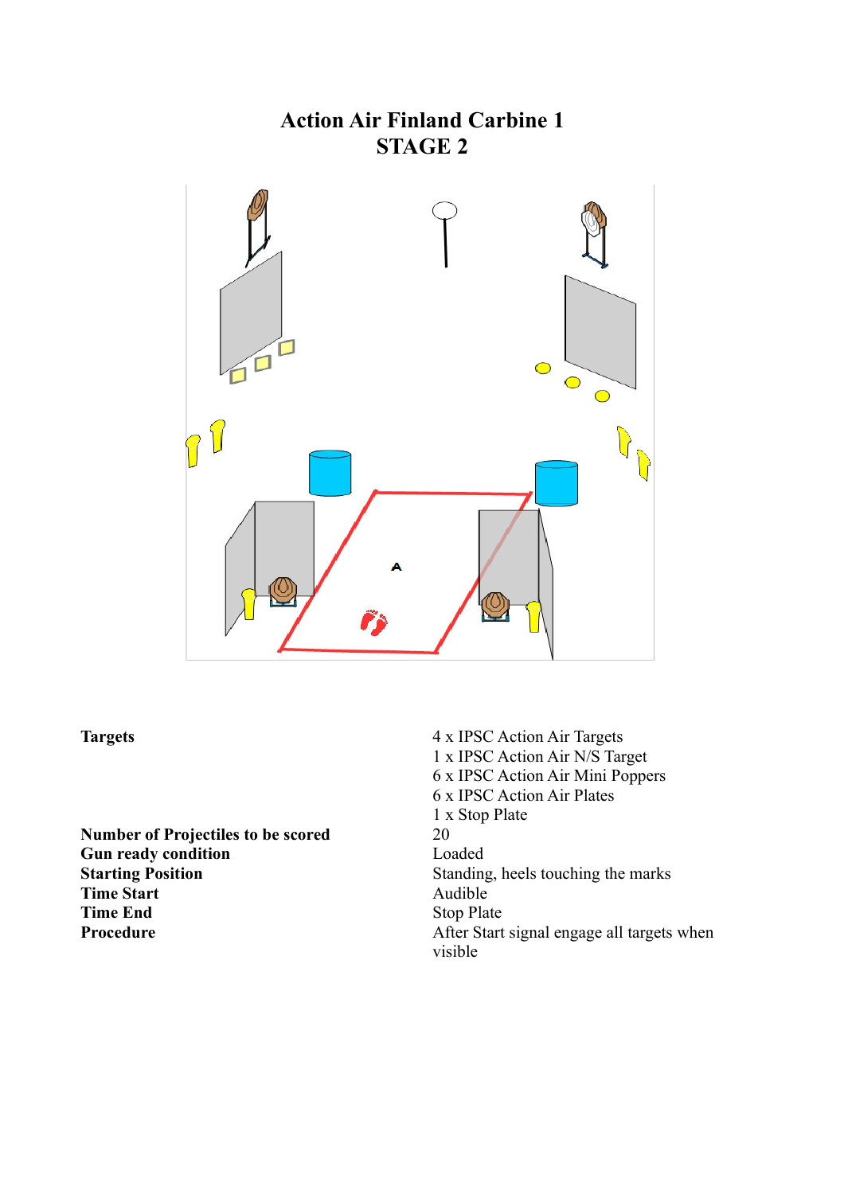# Action Air Finland Carbine 1
## STAGE 2

| | |
|---|---|
| **Targets** | 4 x IPSC Action Air Targets<br>1 x IPSC Action Air N/S Target<br>6 x IPSC Action Air Mini Poppers<br>6 x IPSC Action Air Plates<br>1 x Stop Plate |
| **Number of Projectiles to be scored** | 20 |
| **Gun ready condition** | Loaded |
| **Starting Position** | Standing, heels touching the marks |
| **Time Start** | Audible |
| **Time End** | Stop Plate |
| **Procedure** | After Start signal engage all targets when visible |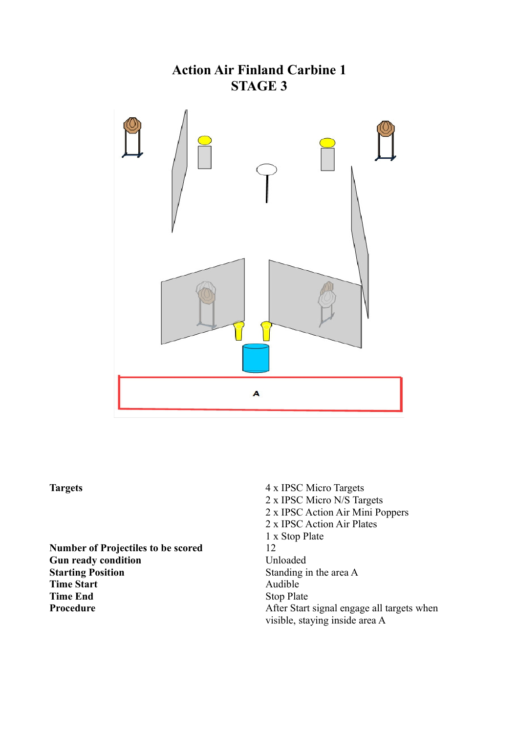# Action Air Finland Carbine 1
## STAGE 3

A

| | |
|---|---|
| **Targets** | 4 x IPSC Micro Targets<br>2 x IPSC Micro N/S Targets<br>2 x IPSC Action Air Mini Poppers<br>2 x IPSC Action Air Plates<br>1 x Stop Plate |
| **Number of Projectiles to be scored** | 12 |
| **Gun ready condition** | Unloaded |
| **Starting Position** | Standing in the area A |
| **Time Start** | Audible |
| **Time End** | Stop Plate |
| **Procedure** | After Start signal engage all targets when visible, staying inside area A |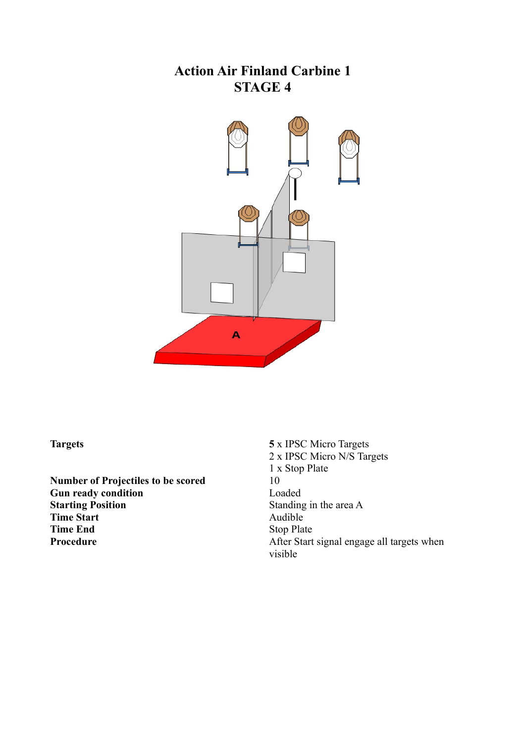# Action Air Finland Carbine 1
# STAGE 4

| | |
|---|---|
| **Targets** | **5** x IPSC Micro Targets<br>2 x IPSC Micro N/S Targets<br>1 x Stop Plate |
| **Number of Projectiles to be scored** | 10 |
| **Gun ready condition** | Loaded |
| **Starting Position** | Standing in the area A |
| **Time Start** | Audible |
| **Time End** | Stop Plate |
| **Procedure** | After Start signal engage all targets when visible |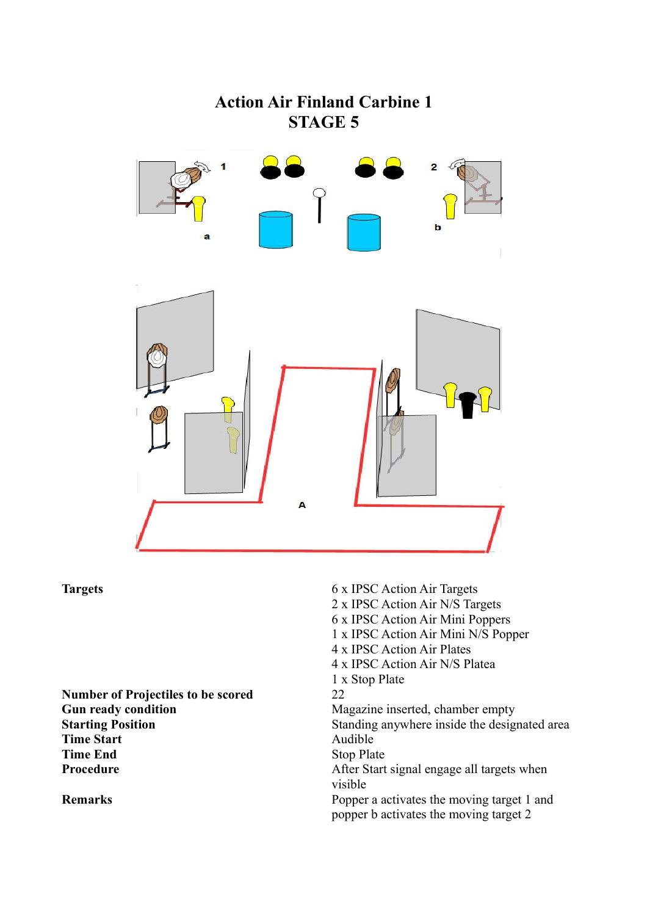# Action Air Finland Carbine 1
## STAGE 5

| | |
|---|---|
| **Targets** | 6 x IPSC Action Air Targets<br>2 x IPSC Action Air N/S Targets<br>6 x IPSC Action Air Mini Poppers<br>1 x IPSC Action Air Mini N/S Popper<br>4 x IPSC Action Air Plates<br>4 x IPSC Action Air N/S Platea<br>1 x Stop Plate |
| **Number of Projectiles to be scored** | 22 |
| **Gun ready condition** | Magazine inserted, chamber empty |
| **Starting Position** | Standing anywhere inside the designated area |
| **Time Start** | Audible |
| **Time End** | Stop Plate |
| **Procedure** | After Start signal engage all targets when visible |
| **Remarks** | Popper a activates the moving target 1 and popper b activates the moving target 2 |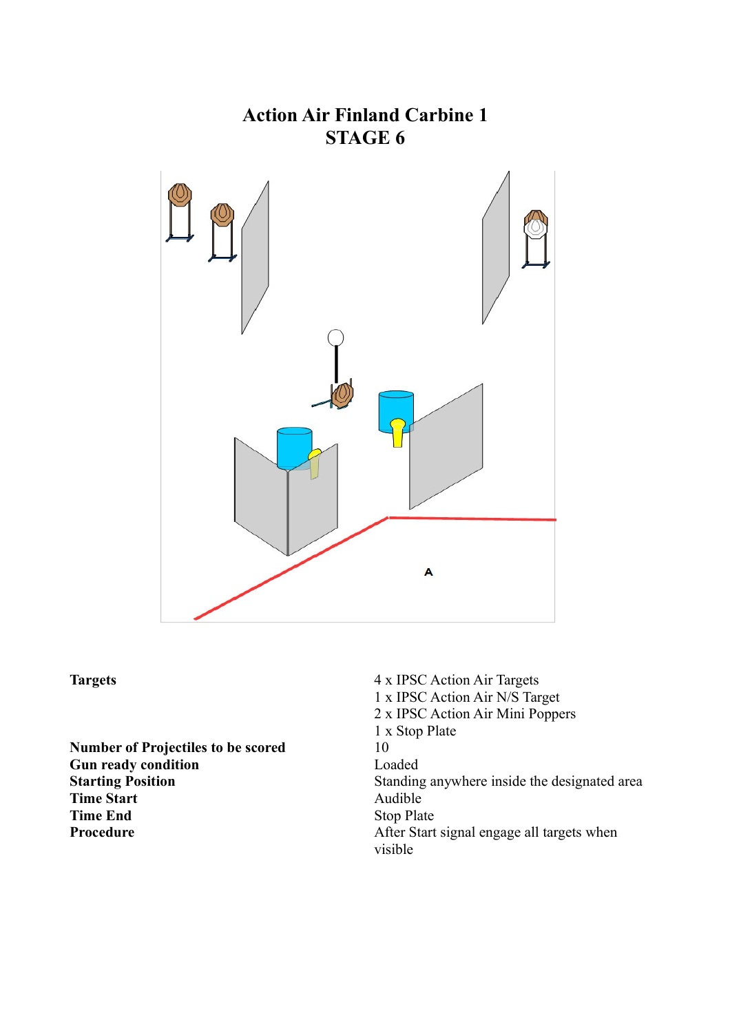# Action Air Finland Carbine 1
## STAGE 6

A

| | |
|---|---|
| **Targets** | 4 x IPSC Action Air Targets<br>1 x IPSC Action Air N/S Target<br>2 x IPSC Action Air Mini Poppers<br>1 x Stop Plate |
| **Number of Projectiles to be scored** | 10 |
| **Gun ready condition** | Loaded |
| **Starting Position** | Standing anywhere inside the designated area |
| **Time Start** | Audible |
| **Time End** | Stop Plate |
| **Procedure** | After Start signal engage all targets when visible |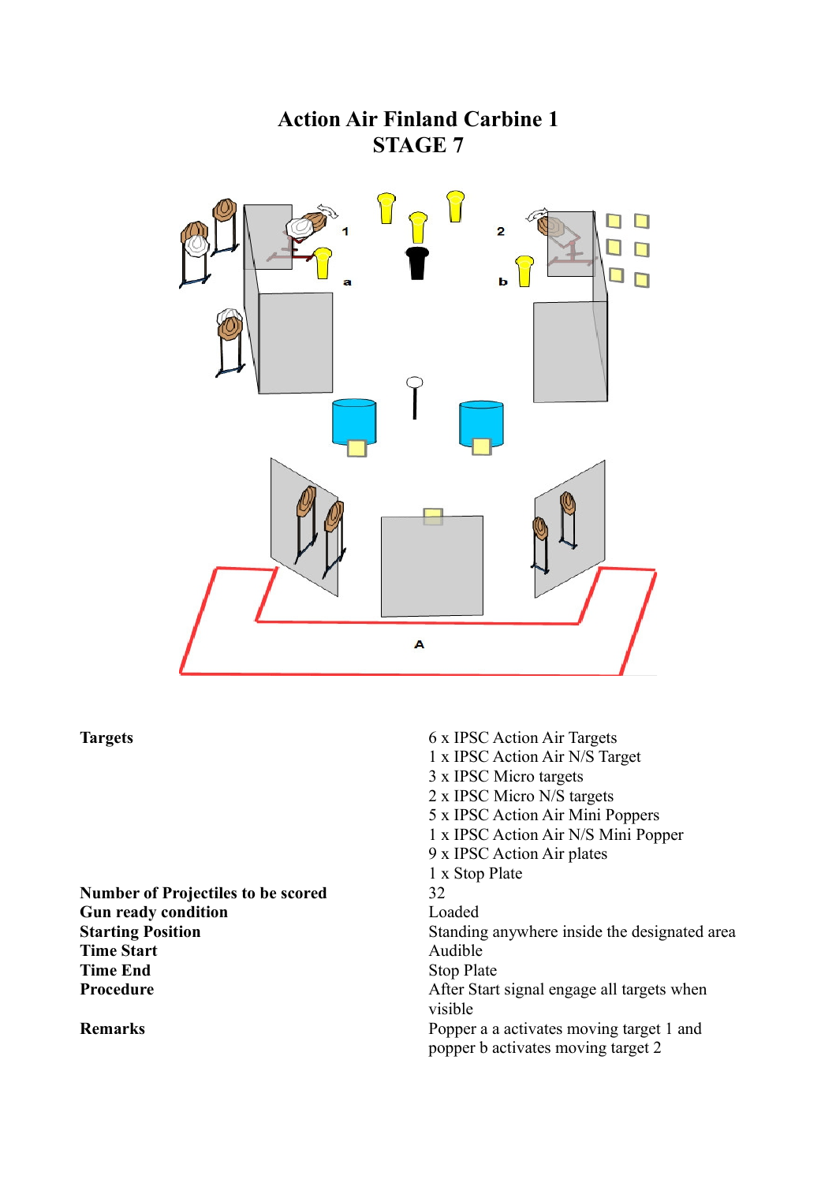# Action Air Finland Carbine 1
## STAGE 7

1

2

a

b

A

| | |
|---|---|
| **Targets** | 6 x IPSC Action Air Targets<br>1 x IPSC Action Air N/S Target<br>3 x IPSC Micro targets<br>2 x IPSC Micro N/S targets<br>5 x IPSC Action Air Mini Poppers<br>1 x IPSC Action Air N/S Mini Popper<br>9 x IPSC Action Air plates<br>1 x Stop Plate |
| **Number of Projectiles to be scored** | 32 |
| **Gun ready condition** | Loaded |
| **Starting Position** | Standing anywhere inside the designated area |
| **Time Start** | Audible |
| **Time End** | Stop Plate |
| **Procedure** | After Start signal engage all targets when visible |
| **Remarks** | Popper a a activates moving target 1 and popper b activates moving target 2 |